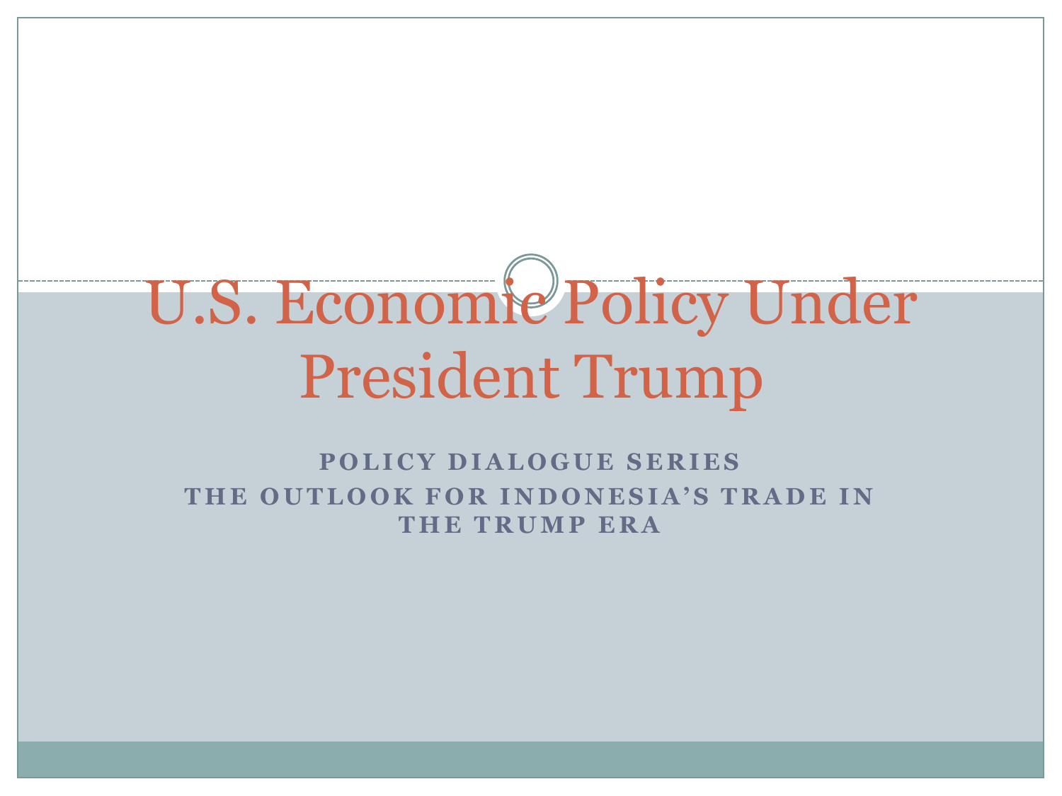# U.S. Economic Policy Under President Trump

**POLICY DIALOGUE SERIES**

**THE OUTLOOK FOR INDONESIA'S TRADE IN THE TRUMP ERA**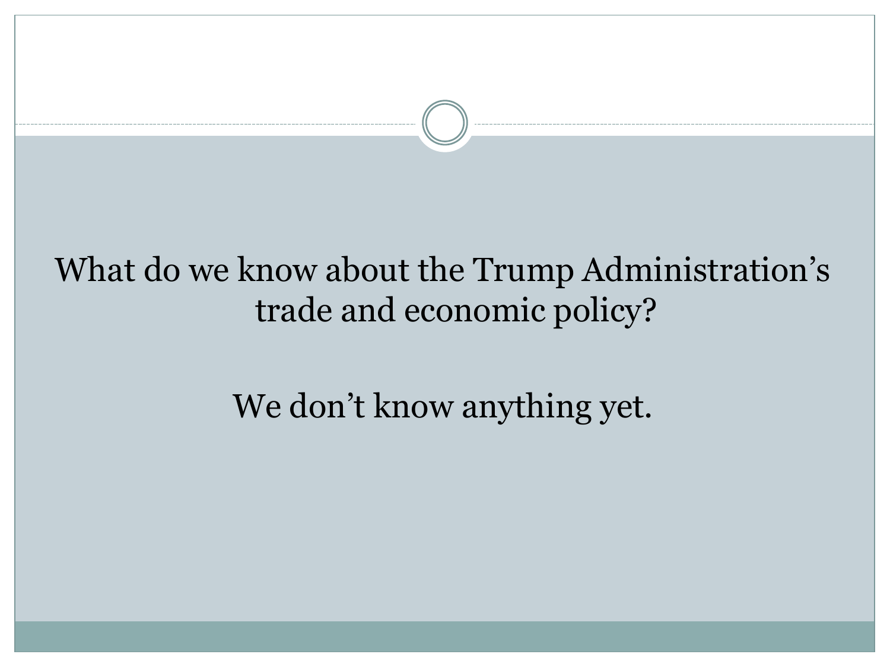What do we know about the Trump Administration’s trade and economic policy?

We don’t know anything yet.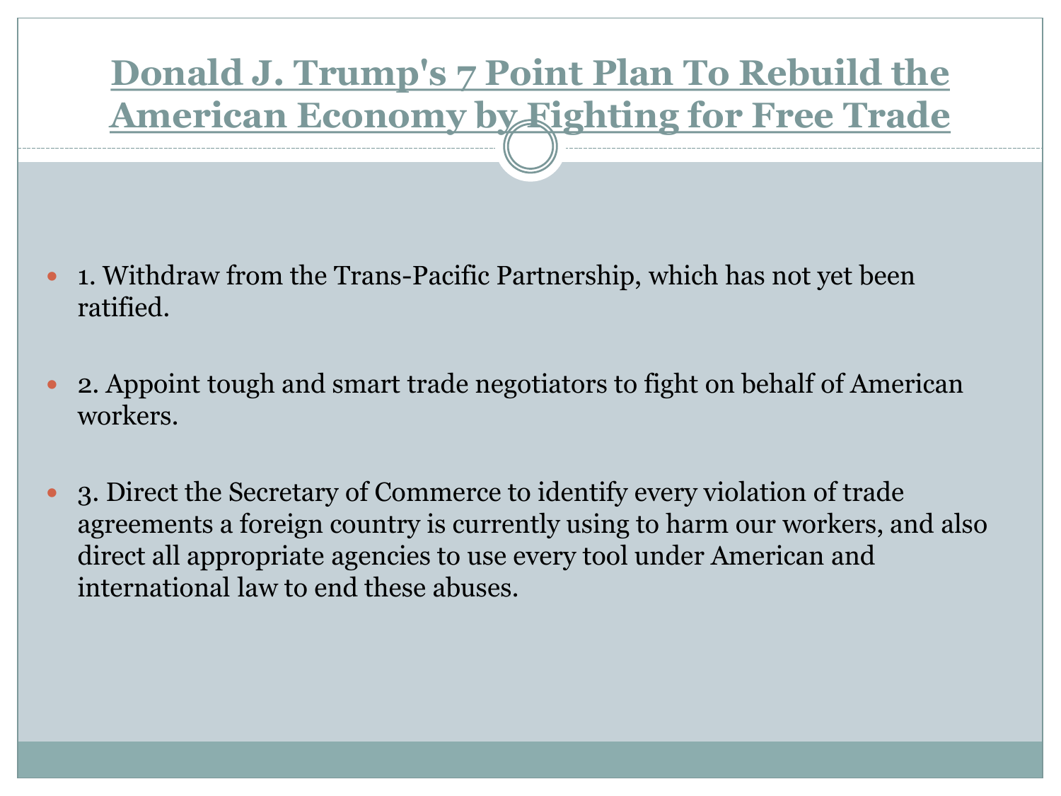# Donald J. Trump's 7 Point Plan To Rebuild the American Economy by Fighting for Free Trade

- 1. Withdraw from the Trans-Pacific Partnership, which has not yet been ratified.
- 2. Appoint tough and smart trade negotiators to fight on behalf of American workers.
- 3. Direct the Secretary of Commerce to identify every violation of trade agreements a foreign country is currently using to harm our workers, and also direct all appropriate agencies to use every tool under American and international law to end these abuses.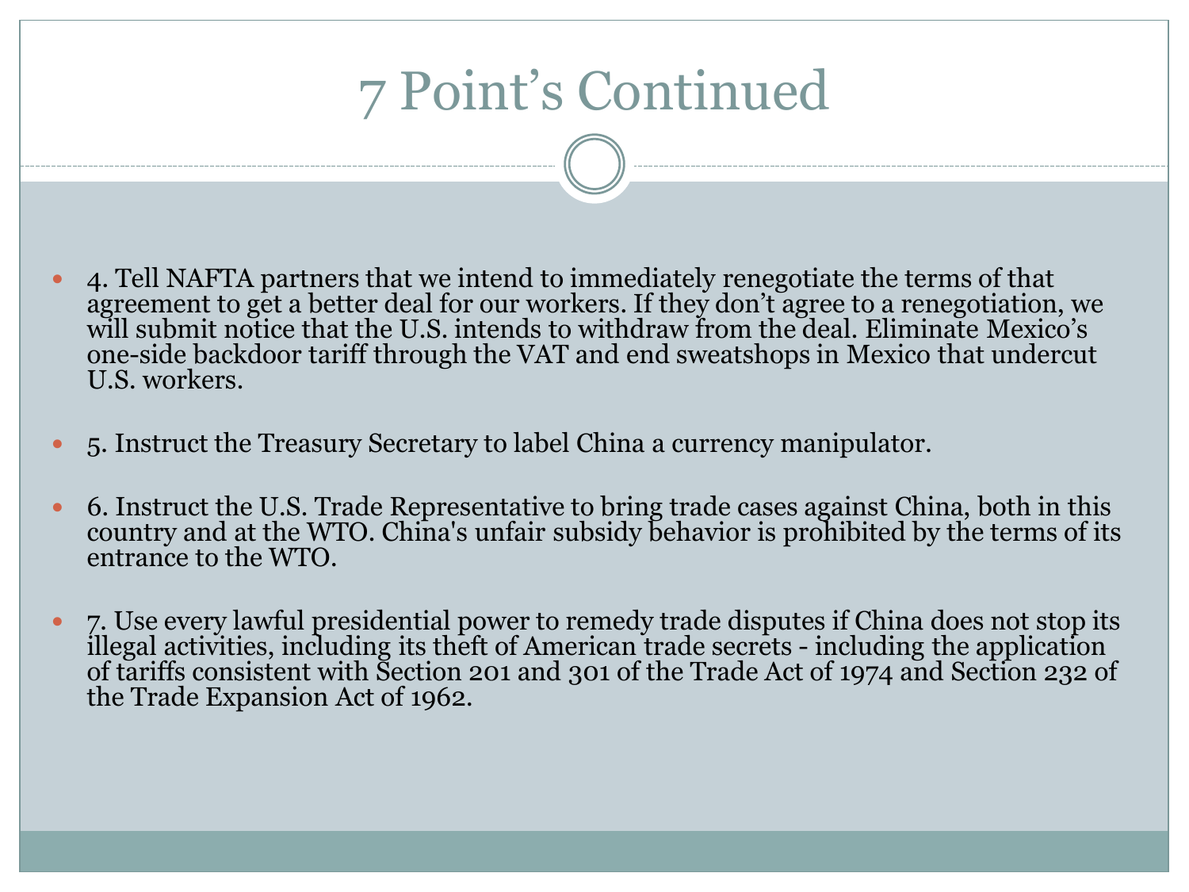# 7 Point's Continued

- 4. Tell NAFTA partners that we intend to immediately renegotiate the terms of that agreement to get a better deal for our workers. If they don't agree to a renegotiation, we will submit notice that the U.S. intends to withdraw from the deal. Eliminate Mexico's one-side backdoor tariff through the VAT and end sweatshops in Mexico that undercut U.S. workers.

- 5. Instruct the Treasury Secretary to label China a currency manipulator.

- 6. Instruct the U.S. Trade Representative to bring trade cases against China, both in this country and at the WTO. China's unfair subsidy behavior is prohibited by the terms of its entrance to the WTO.

- 7. Use every lawful presidential power to remedy trade disputes if China does not stop its illegal activities, including its theft of American trade secrets - including the application of tariffs consistent with Section 201 and 301 of the Trade Act of 1974 and Section 232 of the Trade Expansion Act of 1962.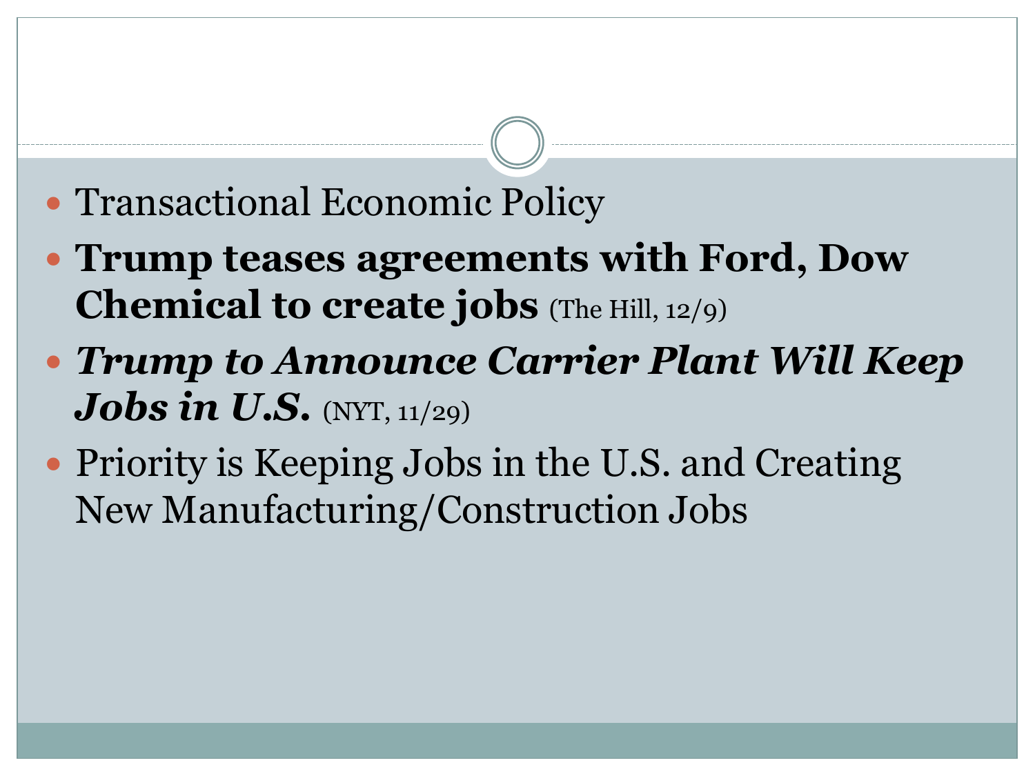- Transactional Economic Policy
- **Trump teases agreements with Ford, Dow Chemical to create jobs** (The Hill, 12/9)
- ***Trump to Announce Carrier Plant Will Keep Jobs in U.S.*** (NYT, 11/29)
- Priority is Keeping Jobs in the U.S. and Creating New Manufacturing/Construction Jobs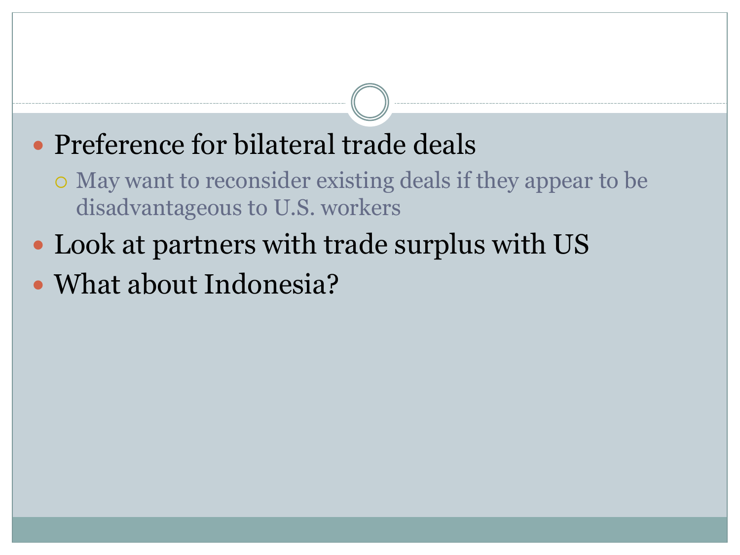- Preference for bilateral trade deals
  - May want to reconsider existing deals if they appear to be disadvantageous to U.S. workers
- Look at partners with trade surplus with US
- What about Indonesia?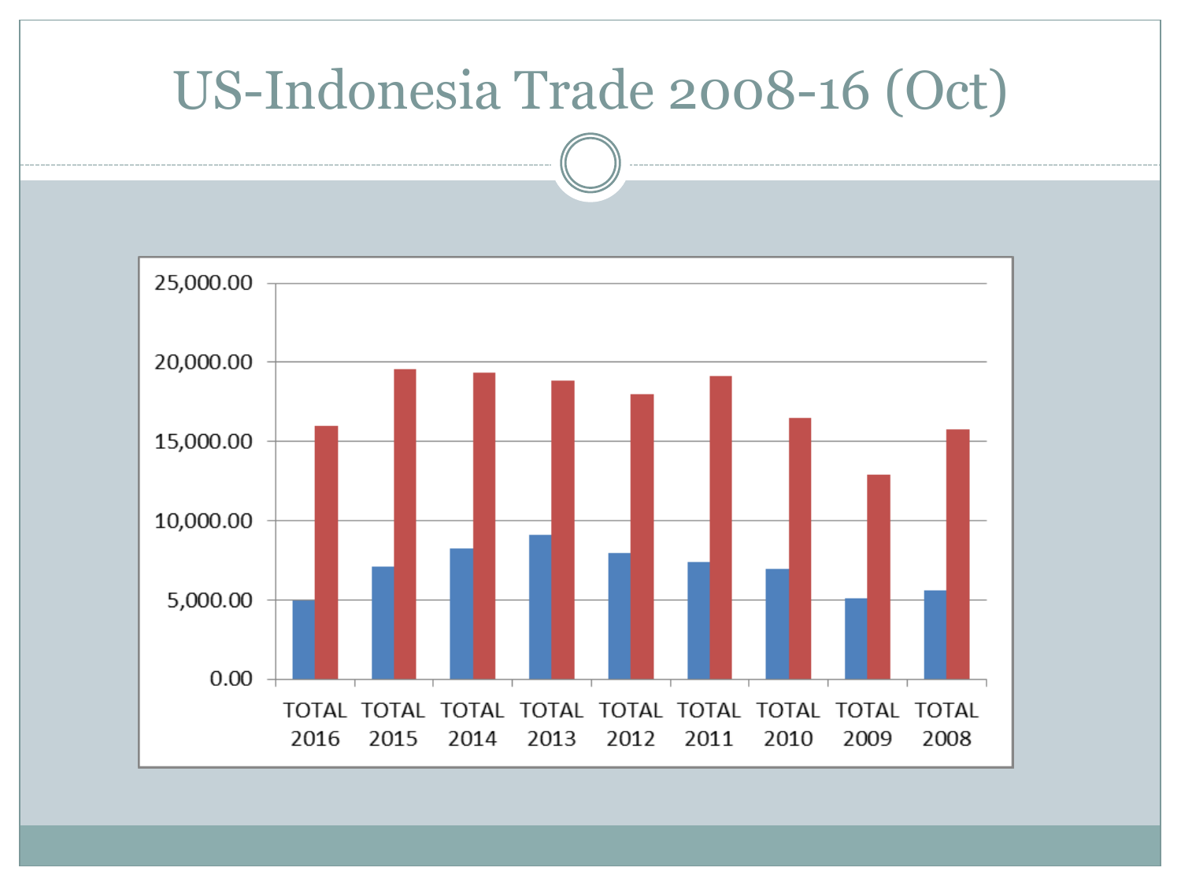# US-Indonesia Trade 2008-16 (Oct)

25,000.00

20,000.00

15,000.00

10,000.00

5,000.00

0.00

TOTAL 2016 | TOTAL 2015 | TOTAL 2014 | TOTAL 2013 | TOTAL 2012 | TOTAL 2011 | TOTAL 2010 | TOTAL 2009 | TOTAL 2008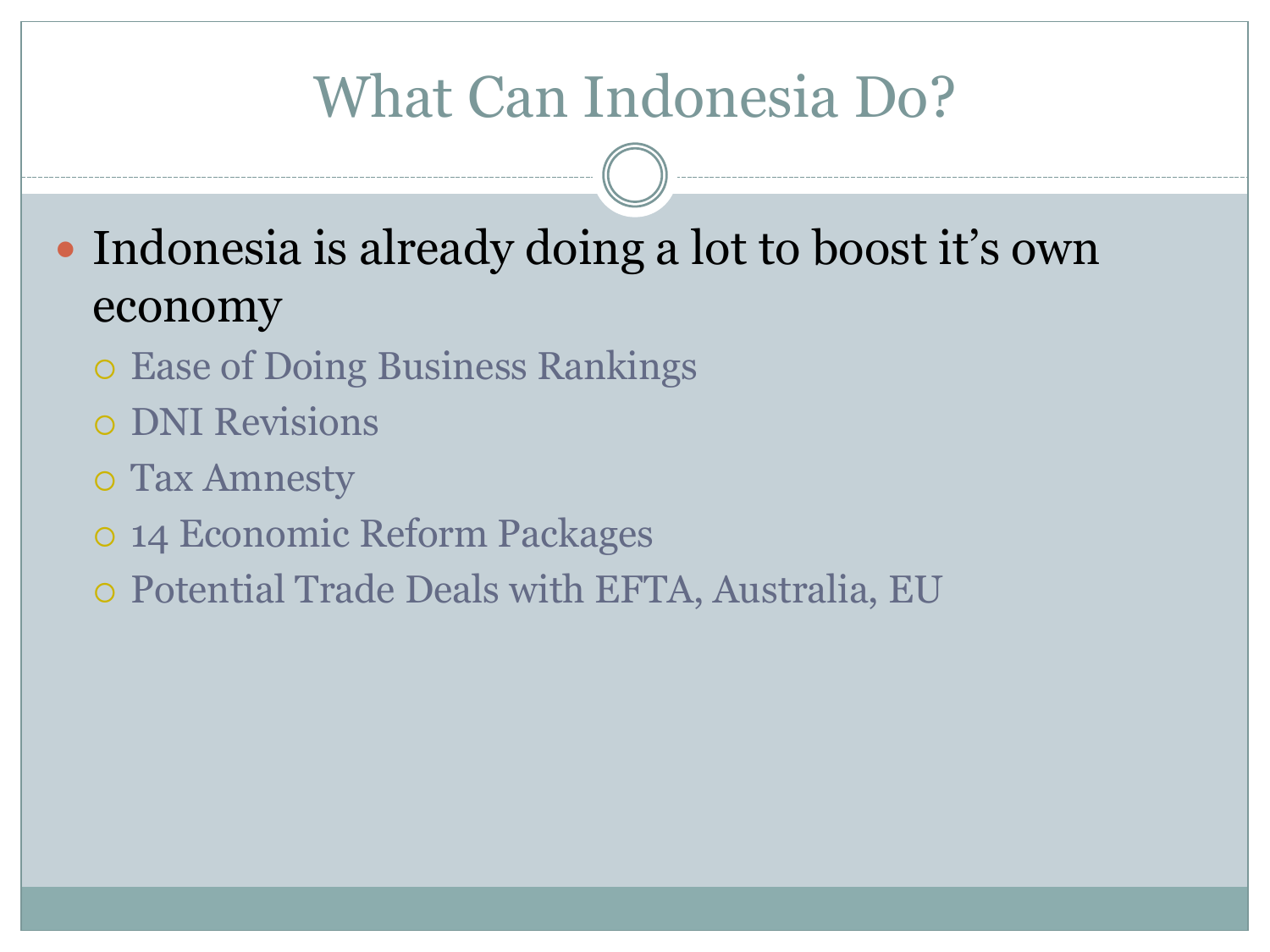# What Can Indonesia Do?

- Indonesia is already doing a lot to boost it's own economy
  - Ease of Doing Business Rankings
  - DNI Revisions
  - Tax Amnesty
  - 14 Economic Reform Packages
  - Potential Trade Deals with EFTA, Australia, EU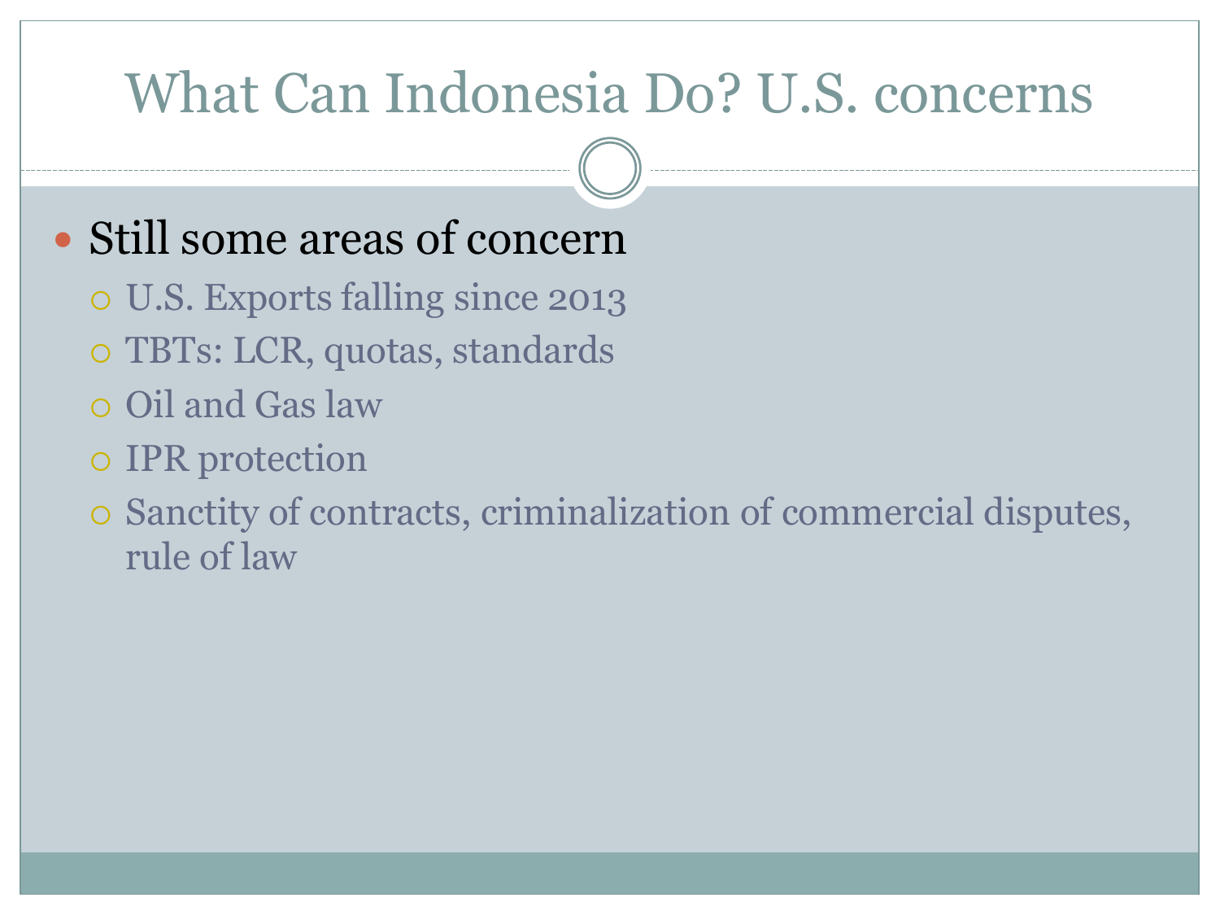# What Can Indonesia Do? U.S. concerns

- Still some areas of concern
  - U.S. Exports falling since 2013
  - TBTs: LCR, quotas, standards
  - Oil and Gas law
  - IPR protection
  - Sanctity of contracts, criminalization of commercial disputes, rule of law